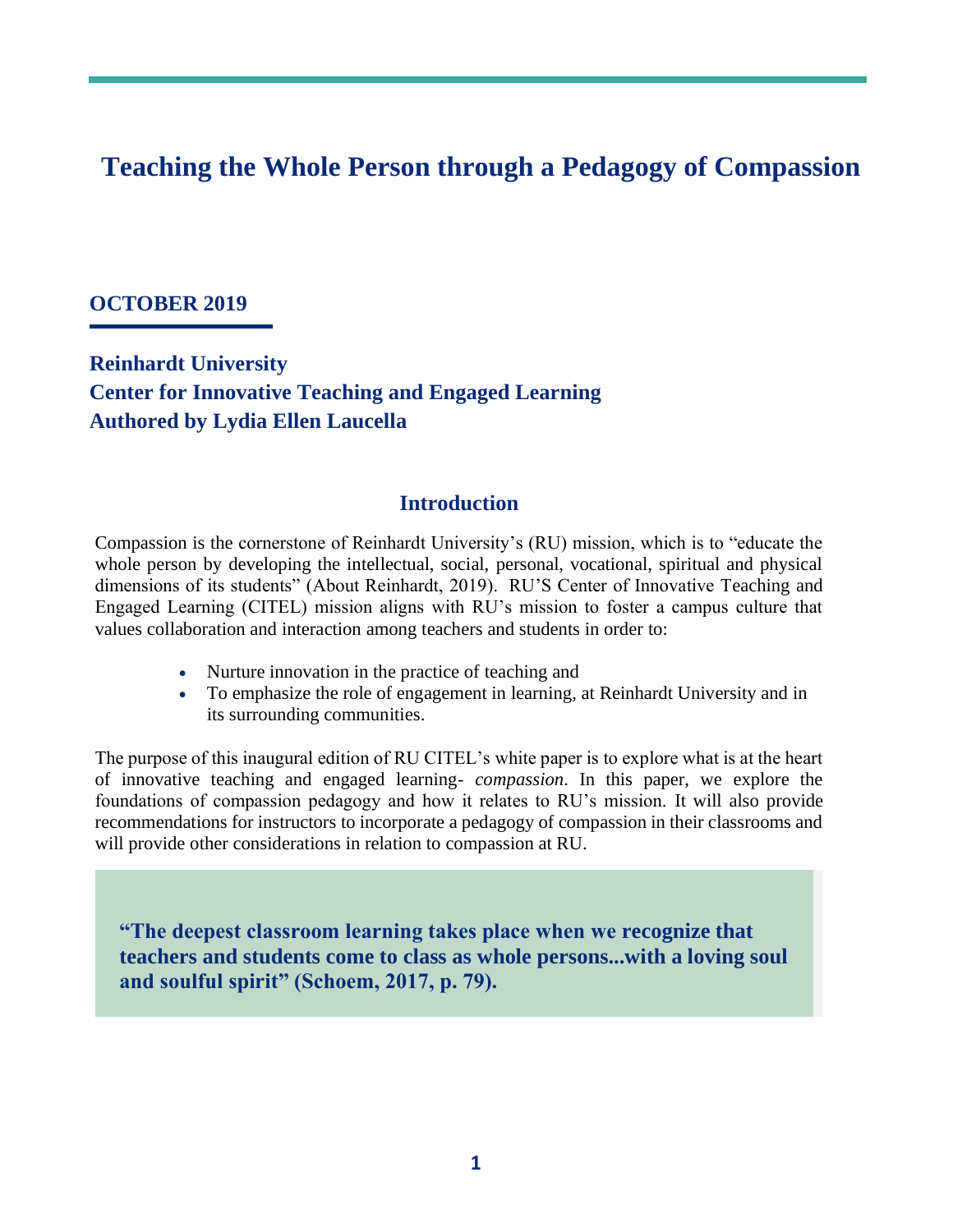# Teaching the Whole Person through a Pedagogy of Compassion

**OCTOBER 2019**

**Reinhardt University**
**Center for Innovative Teaching and Engaged Learning**
**Authored by Lydia Ellen Laucella**

## Introduction

Compassion is the cornerstone of Reinhardt University's (RU) mission, which is to "educate the whole person by developing the intellectual, social, personal, vocational, spiritual and physical dimensions of its students" (About Reinhardt, 2019). RU'S Center of Innovative Teaching and Engaged Learning (CITEL) mission aligns with RU's mission to foster a campus culture that values collaboration and interaction among teachers and students in order to:

- Nurture innovation in the practice of teaching and
- To emphasize the role of engagement in learning, at Reinhardt University and in its surrounding communities.

The purpose of this inaugural edition of RU CITEL's white paper is to explore what is at the heart of innovative teaching and engaged learning- *compassion*. In this paper, we explore the foundations of compassion pedagogy and how it relates to RU's mission. It will also provide recommendations for instructors to incorporate a pedagogy of compassion in their classrooms and will provide other considerations in relation to compassion at RU.

> **"The deepest classroom learning takes place when we recognize that teachers and students come to class as whole persons...with a loving soul and soulful spirit" (Schoem, 2017, p. 79).**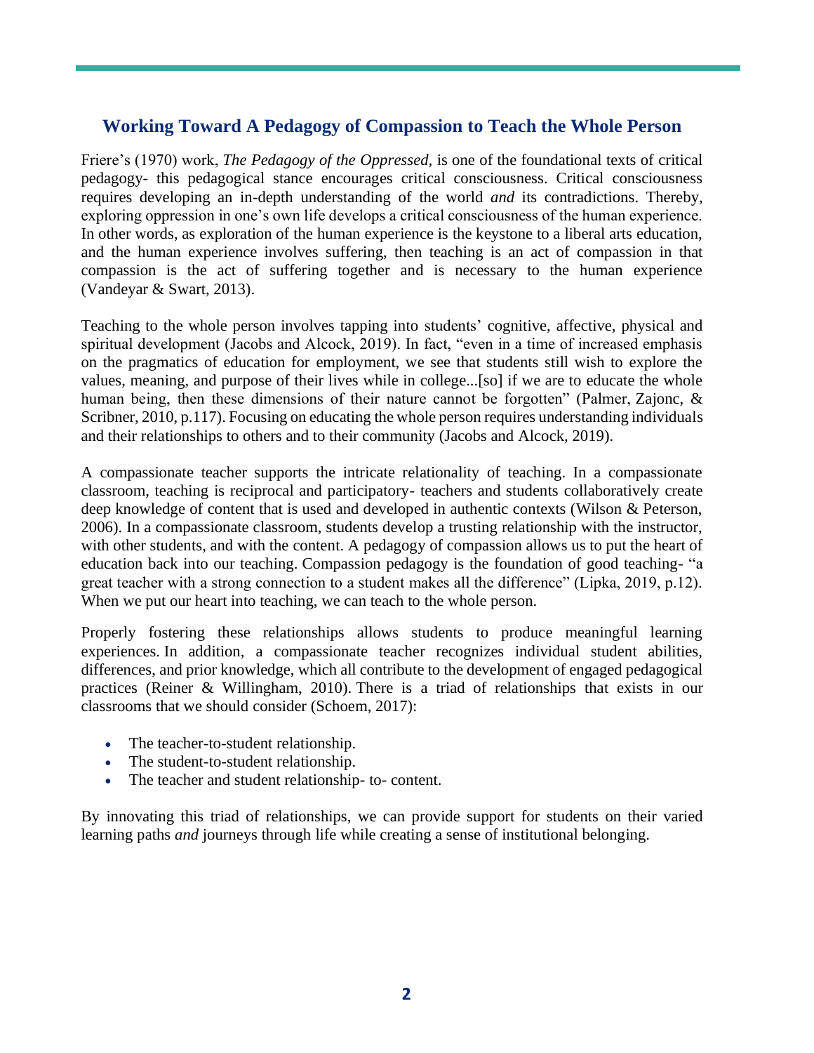## Working Toward A Pedagogy of Compassion to Teach the Whole Person

Friere's (1970) work, *The Pedagogy of the Oppressed*, is one of the foundational texts of critical pedagogy- this pedagogical stance encourages critical consciousness. Critical consciousness requires developing an in-depth understanding of the world *and* its contradictions. Thereby, exploring oppression in one's own life develops a critical consciousness of the human experience. In other words, as exploration of the human experience is the keystone to a liberal arts education, and the human experience involves suffering, then teaching is an act of compassion in that compassion is the act of suffering together and is necessary to the human experience (Vandeyar & Swart, 2013).

Teaching to the whole person involves tapping into students' cognitive, affective, physical and spiritual development (Jacobs and Alcock, 2019). In fact, "even in a time of increased emphasis on the pragmatics of education for employment, we see that students still wish to explore the values, meaning, and purpose of their lives while in college...[so] if we are to educate the whole human being, then these dimensions of their nature cannot be forgotten" (Palmer, Zajonc, & Scribner, 2010, p.117). Focusing on educating the whole person requires understanding individuals and their relationships to others and to their community (Jacobs and Alcock, 2019).

A compassionate teacher supports the intricate relationality of teaching. In a compassionate classroom, teaching is reciprocal and participatory- teachers and students collaboratively create deep knowledge of content that is used and developed in authentic contexts (Wilson & Peterson, 2006). In a compassionate classroom, students develop a trusting relationship with the instructor, with other students, and with the content. A pedagogy of compassion allows us to put the heart of education back into our teaching. Compassion pedagogy is the foundation of good teaching- "a great teacher with a strong connection to a student makes all the difference" (Lipka, 2019, p.12). When we put our heart into teaching, we can teach to the whole person.

Properly fostering these relationships allows students to produce meaningful learning experiences. In addition, a compassionate teacher recognizes individual student abilities, differences, and prior knowledge, which all contribute to the development of engaged pedagogical practices (Reiner & Willingham, 2010). There is a triad of relationships that exists in our classrooms that we should consider (Schoem, 2017):

- The teacher-to-student relationship.
- The student-to-student relationship.
- The teacher and student relationship- to- content.

By innovating this triad of relationships, we can provide support for students on their varied learning paths *and* journeys through life while creating a sense of institutional belonging.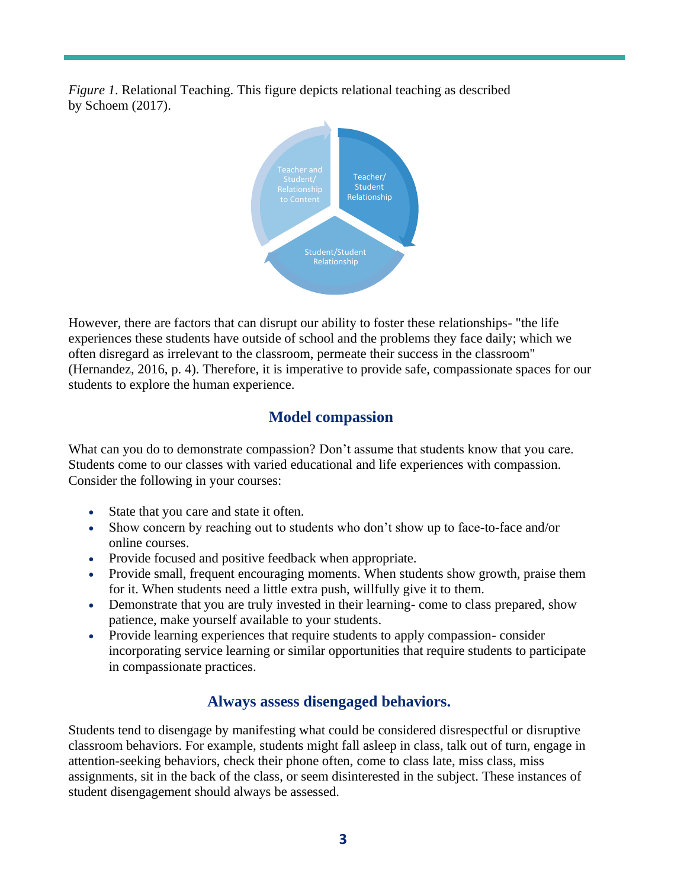*Figure 1*. Relational Teaching. This figure depicts relational teaching as described by Schoem (2017).

Teacher and Student/ Relationship to Content

Teacher/ Student Relationship

Student/Student Relationship

However, there are factors that can disrupt our ability to foster these relationships- "the life experiences these students have outside of school and the problems they face daily; which we often disregard as irrelevant to the classroom, permeate their success in the classroom" (Hernandez, 2016, p. 4). Therefore, it is imperative to provide safe, compassionate spaces for our students to explore the human experience.

## Model compassion

What can you do to demonstrate compassion? Don't assume that students know that you care. Students come to our classes with varied educational and life experiences with compassion. Consider the following in your courses:

- State that you care and state it often.
- Show concern by reaching out to students who don't show up to face-to-face and/or online courses.
- Provide focused and positive feedback when appropriate.
- Provide small, frequent encouraging moments. When students show growth, praise them for it. When students need a little extra push, willfully give it to them.
- Demonstrate that you are truly invested in their learning- come to class prepared, show patience, make yourself available to your students.
- Provide learning experiences that require students to apply compassion- consider incorporating service learning or similar opportunities that require students to participate in compassionate practices.

## Always assess disengaged behaviors.

Students tend to disengage by manifesting what could be considered disrespectful or disruptive classroom behaviors. For example, students might fall asleep in class, talk out of turn, engage in attention-seeking behaviors, check their phone often, come to class late, miss class, miss assignments, sit in the back of the class, or seem disinterested in the subject. These instances of student disengagement should always be assessed.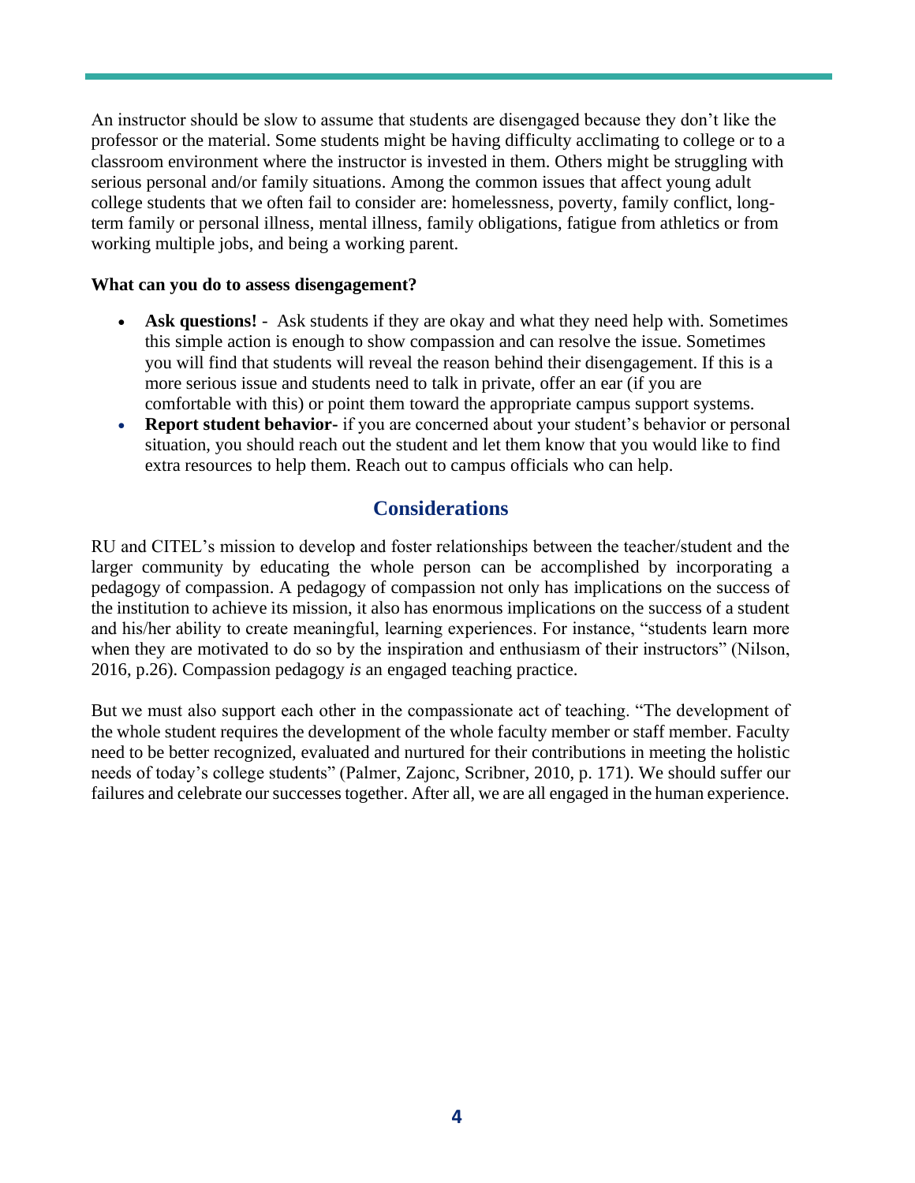An instructor should be slow to assume that students are disengaged because they don't like the professor or the material. Some students might be having difficulty acclimating to college or to a classroom environment where the instructor is invested in them. Others might be struggling with serious personal and/or family situations. Among the common issues that affect young adult college students that we often fail to consider are: homelessness, poverty, family conflict, long-term family or personal illness, mental illness, family obligations, fatigue from athletics or from working multiple jobs, and being a working parent.

**What can you do to assess disengagement?**

- **Ask questions!** - Ask students if they are okay and what they need help with. Sometimes this simple action is enough to show compassion and can resolve the issue. Sometimes you will find that students will reveal the reason behind their disengagement. If this is a more serious issue and students need to talk in private, offer an ear (if you are comfortable with this) or point them toward the appropriate campus support systems.
- **Report student behavior-** if you are concerned about your student's behavior or personal situation, you should reach out the student and let them know that you would like to find extra resources to help them. Reach out to campus officials who can help.

## Considerations

RU and CITEL's mission to develop and foster relationships between the teacher/student and the larger community by educating the whole person can be accomplished by incorporating a pedagogy of compassion. A pedagogy of compassion not only has implications on the success of the institution to achieve its mission, it also has enormous implications on the success of a student and his/her ability to create meaningful, learning experiences. For instance, "students learn more when they are motivated to do so by the inspiration and enthusiasm of their instructors" (Nilson, 2016, p.26). Compassion pedagogy *is* an engaged teaching practice.

But we must also support each other in the compassionate act of teaching. "The development of the whole student requires the development of the whole faculty member or staff member. Faculty need to be better recognized, evaluated and nurtured for their contributions in meeting the holistic needs of today's college students" (Palmer, Zajonc, Scribner, 2010, p. 171). We should suffer our failures and celebrate our successes together. After all, we are all engaged in the human experience.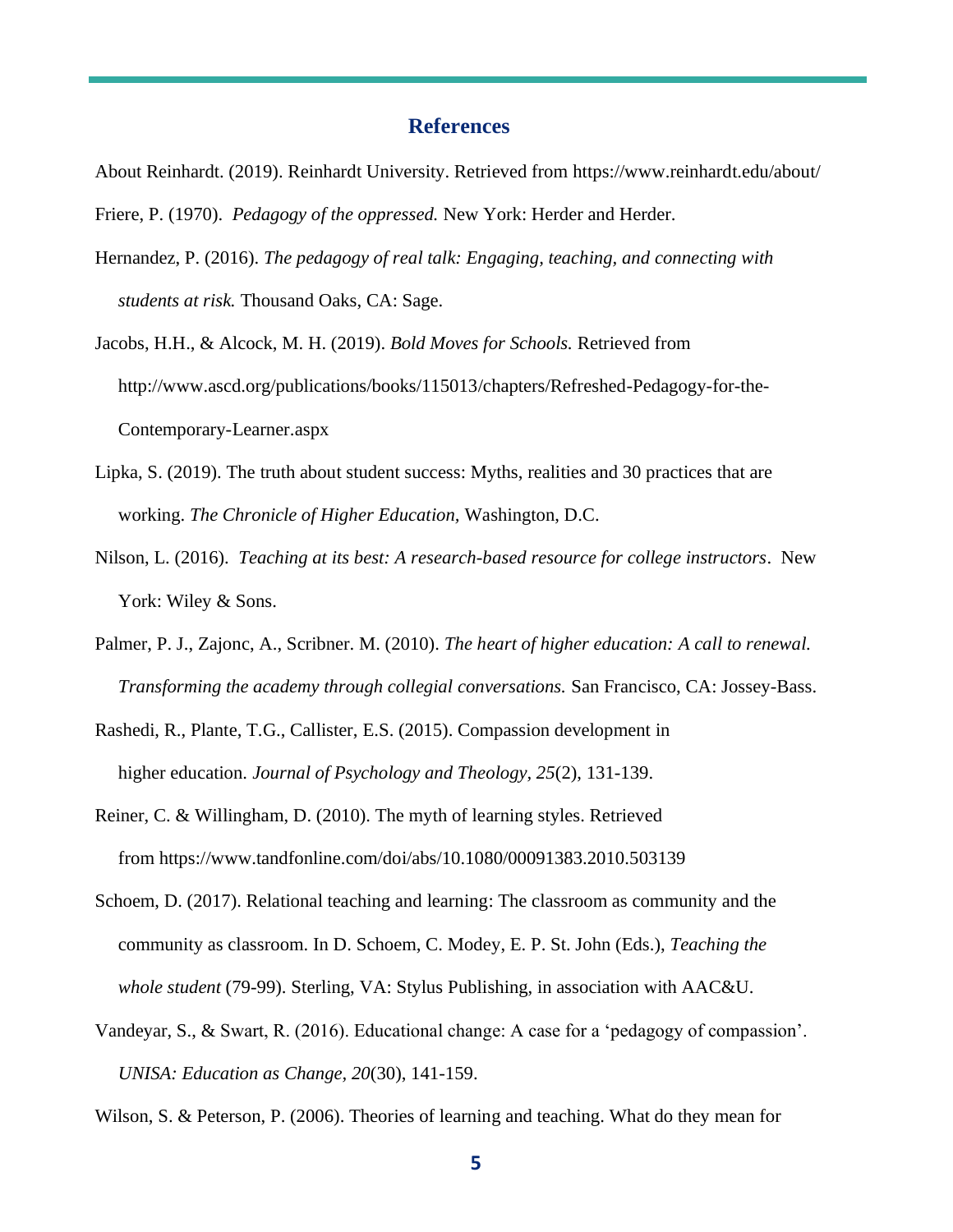## References

About Reinhardt. (2019). Reinhardt University. Retrieved from https://www.reinhardt.edu/about/

Friere, P. (1970). *Pedagogy of the oppressed.* New York: Herder and Herder.

Hernandez, P. (2016). *The pedagogy of real talk: Engaging, teaching, and connecting with students at risk.* Thousand Oaks, CA: Sage.

Jacobs, H.H., & Alcock, M. H. (2019). *Bold Moves for Schools.* Retrieved from http://www.ascd.org/publications/books/115013/chapters/Refreshed-Pedagogy-for-the-Contemporary-Learner.aspx

Lipka, S. (2019). The truth about student success: Myths, realities and 30 practices that are working. *The Chronicle of Higher Education,* Washington, D.C.

Nilson, L. (2016). *Teaching at its best: A research-based resource for college instructors*. New York: Wiley & Sons.

Palmer, P. J., Zajonc, A., Scribner. M. (2010). *The heart of higher education: A call to renewal. Transforming the academy through collegial conversations.* San Francisco, CA: Jossey-Bass.

Rashedi, R., Plante, T.G., Callister, E.S. (2015). Compassion development in higher education. *Journal of Psychology and Theology, 25*(2), 131-139.

Reiner, C. & Willingham, D. (2010). The myth of learning styles. Retrieved from https://www.tandfonline.com/doi/abs/10.1080/00091383.2010.503139

Schoem, D. (2017). Relational teaching and learning: The classroom as community and the community as classroom. In D. Schoem, C. Modey, E. P. St. John (Eds.), *Teaching the whole student* (79-99). Sterling, VA: Stylus Publishing, in association with AAC&U.

Vandeyar, S., & Swart, R. (2016). Educational change: A case for a 'pedagogy of compassion'. *UNISA: Education as Change, 20*(30), 141-159.

Wilson, S. & Peterson, P. (2006). Theories of learning and teaching. What do they mean for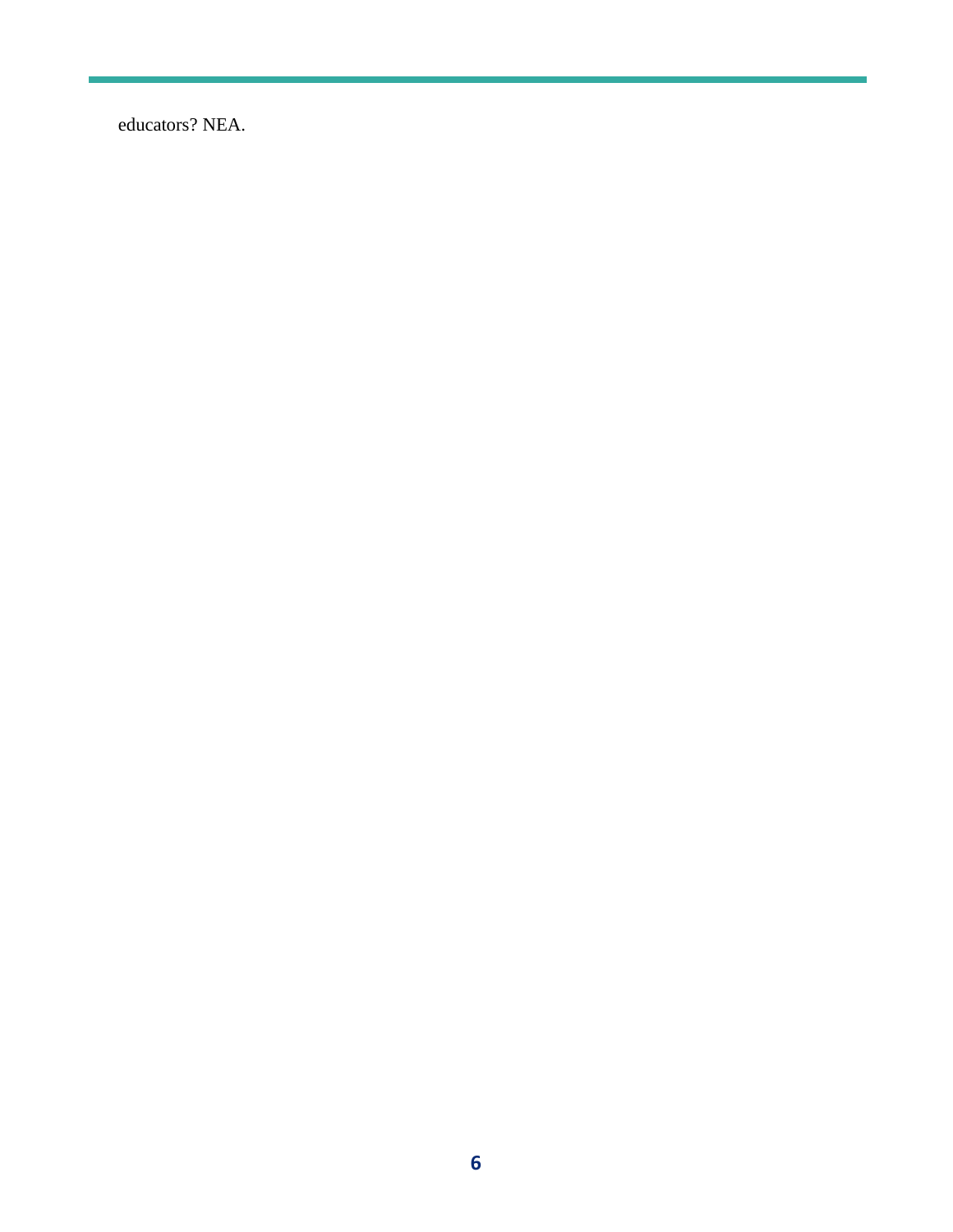educators? NEA.